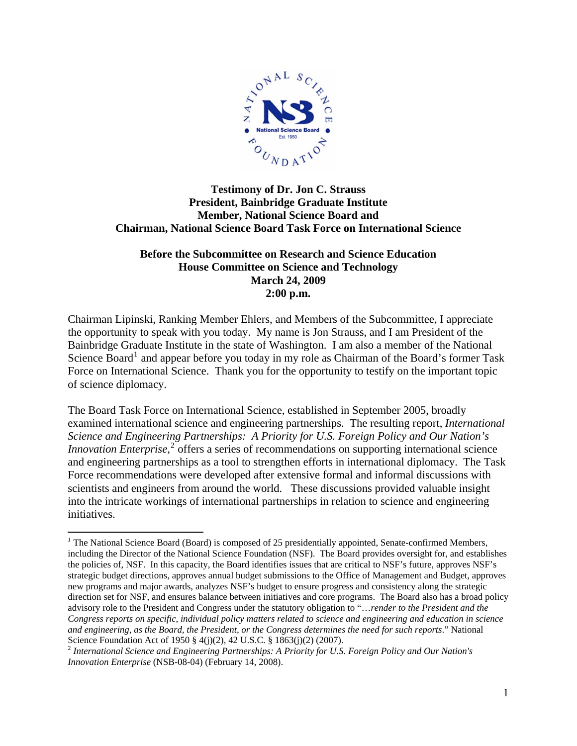**Testimony of Dr. Jon C. Strauss**
**President, Bainbridge Graduate Institute**
**Member, National Science Board and**
**Chairman, National Science Board Task Force on International Science**

**Before the Subcommittee on Research and Science Education**
**House Committee on Science and Technology**
**March 24, 2009**
**2:00 p.m.**

Chairman Lipinski, Ranking Member Ehlers, and Members of the Subcommittee, I appreciate the opportunity to speak with you today. My name is Jon Strauss, and I am President of the Bainbridge Graduate Institute in the state of Washington. I am also a member of the National Science Board[1] and appear before you today in my role as Chairman of the Board's former Task Force on International Science. Thank you for the opportunity to testify on the important topic of science diplomacy.

The Board Task Force on International Science, established in September 2005, broadly examined international science and engineering partnerships. The resulting report, *International Science and Engineering Partnerships: A Priority for U.S. Foreign Policy and Our Nation's Innovation Enterprise*,[2] offers a series of recommendations on supporting international science and engineering partnerships as a tool to strengthen efforts in international diplomacy. The Task Force recommendations were developed after extensive formal and informal discussions with scientists and engineers from around the world. These discussions provided valuable insight into the intricate workings of international partnerships in relation to science and engineering initiatives.

---

[1] The National Science Board (Board) is composed of 25 presidentially appointed, Senate-confirmed Members, including the Director of the National Science Foundation (NSF). The Board provides oversight for, and establishes the policies of, NSF. In this capacity, the Board identifies issues that are critical to NSF's future, approves NSF's strategic budget directions, approves annual budget submissions to the Office of Management and Budget, approves new programs and major awards, analyzes NSF's budget to ensure progress and consistency along the strategic direction set for NSF, and ensures balance between initiatives and core programs. The Board also has a broad policy advisory role to the President and Congress under the statutory obligation to "*…render to the President and the Congress reports on specific, individual policy matters related to science and engineering and education in science and engineering, as the Board, the President, or the Congress determines the need for such reports*." National Science Foundation Act of 1950 § 4(j)(2), 42 U.S.C. § 1863(j)(2) (2007).

[2] *International Science and Engineering Partnerships: A Priority for U.S. Foreign Policy and Our Nation's Innovation Enterprise* (NSB-08-04) (February 14, 2008).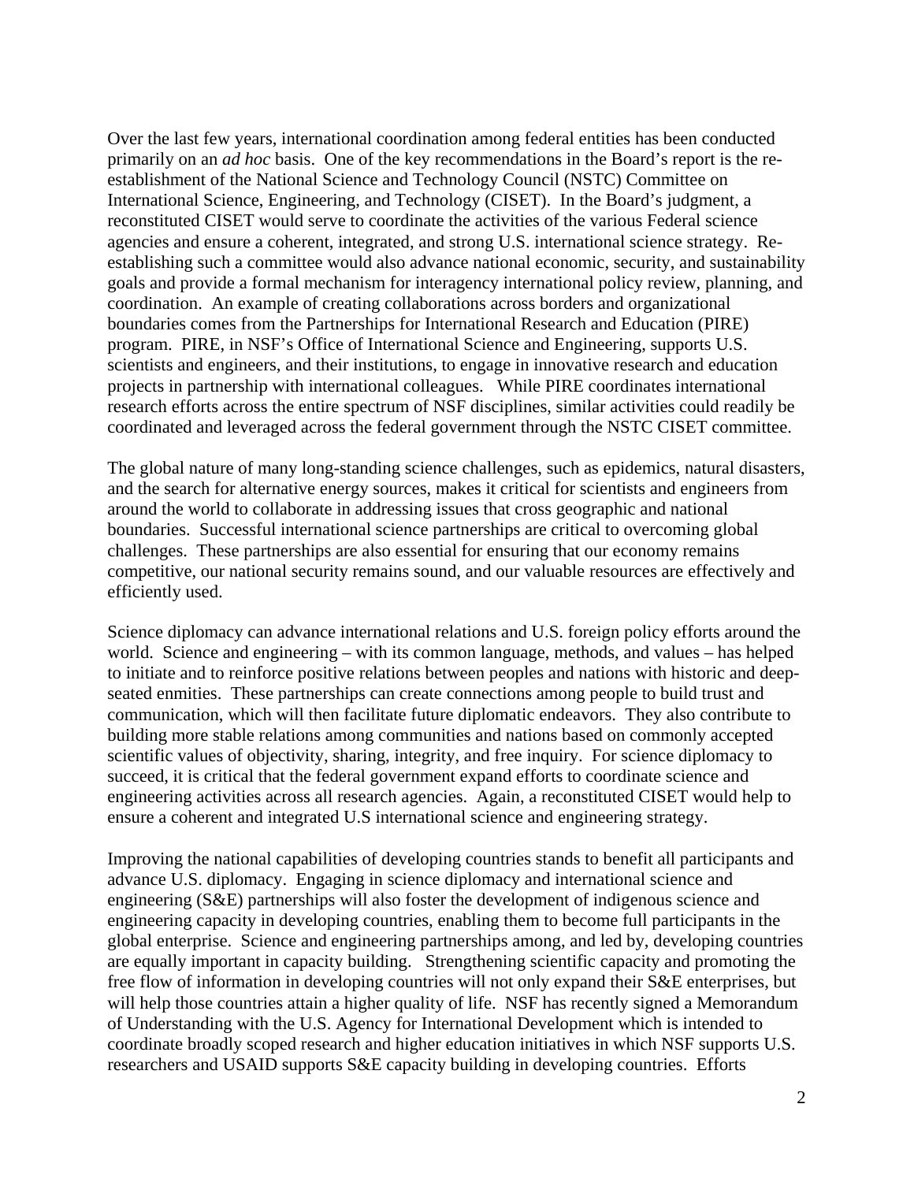Over the last few years, international coordination among federal entities has been conducted primarily on an *ad hoc* basis. One of the key recommendations in the Board's report is the re-establishment of the National Science and Technology Council (NSTC) Committee on International Science, Engineering, and Technology (CISET). In the Board's judgment, a reconstituted CISET would serve to coordinate the activities of the various Federal science agencies and ensure a coherent, integrated, and strong U.S. international science strategy. Re-establishing such a committee would also advance national economic, security, and sustainability goals and provide a formal mechanism for interagency international policy review, planning, and coordination. An example of creating collaborations across borders and organizational boundaries comes from the Partnerships for International Research and Education (PIRE) program. PIRE, in NSF's Office of International Science and Engineering, supports U.S. scientists and engineers, and their institutions, to engage in innovative research and education projects in partnership with international colleagues. While PIRE coordinates international research efforts across the entire spectrum of NSF disciplines, similar activities could readily be coordinated and leveraged across the federal government through the NSTC CISET committee.

The global nature of many long-standing science challenges, such as epidemics, natural disasters, and the search for alternative energy sources, makes it critical for scientists and engineers from around the world to collaborate in addressing issues that cross geographic and national boundaries. Successful international science partnerships are critical to overcoming global challenges. These partnerships are also essential for ensuring that our economy remains competitive, our national security remains sound, and our valuable resources are effectively and efficiently used.

Science diplomacy can advance international relations and U.S. foreign policy efforts around the world. Science and engineering – with its common language, methods, and values – has helped to initiate and to reinforce positive relations between peoples and nations with historic and deep-seated enmities. These partnerships can create connections among people to build trust and communication, which will then facilitate future diplomatic endeavors. They also contribute to building more stable relations among communities and nations based on commonly accepted scientific values of objectivity, sharing, integrity, and free inquiry. For science diplomacy to succeed, it is critical that the federal government expand efforts to coordinate science and engineering activities across all research agencies. Again, a reconstituted CISET would help to ensure a coherent and integrated U.S international science and engineering strategy.

Improving the national capabilities of developing countries stands to benefit all participants and advance U.S. diplomacy. Engaging in science diplomacy and international science and engineering (S&E) partnerships will also foster the development of indigenous science and engineering capacity in developing countries, enabling them to become full participants in the global enterprise. Science and engineering partnerships among, and led by, developing countries are equally important in capacity building. Strengthening scientific capacity and promoting the free flow of information in developing countries will not only expand their S&E enterprises, but will help those countries attain a higher quality of life. NSF has recently signed a Memorandum of Understanding with the U.S. Agency for International Development which is intended to coordinate broadly scoped research and higher education initiatives in which NSF supports U.S. researchers and USAID supports S&E capacity building in developing countries. Efforts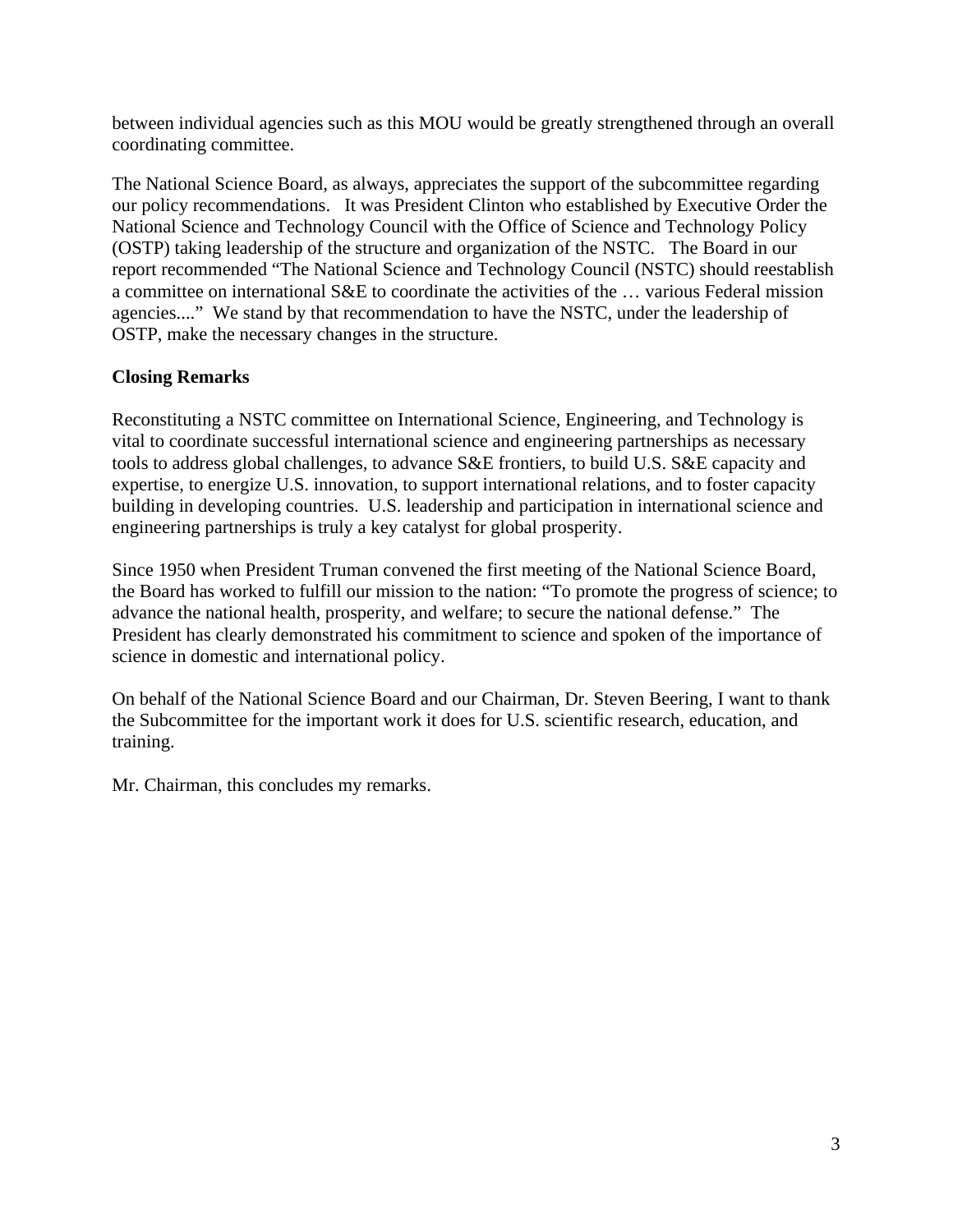between individual agencies such as this MOU would be greatly strengthened through an overall coordinating committee.

The National Science Board, as always, appreciates the support of the subcommittee regarding our policy recommendations. It was President Clinton who established by Executive Order the National Science and Technology Council with the Office of Science and Technology Policy (OSTP) taking leadership of the structure and organization of the NSTC. The Board in our report recommended "The National Science and Technology Council (NSTC) should reestablish a committee on international S&E to coordinate the activities of the … various Federal mission agencies...." We stand by that recommendation to have the NSTC, under the leadership of OSTP, make the necessary changes in the structure.

**Closing Remarks**

Reconstituting a NSTC committee on International Science, Engineering, and Technology is vital to coordinate successful international science and engineering partnerships as necessary tools to address global challenges, to advance S&E frontiers, to build U.S. S&E capacity and expertise, to energize U.S. innovation, to support international relations, and to foster capacity building in developing countries. U.S. leadership and participation in international science and engineering partnerships is truly a key catalyst for global prosperity.

Since 1950 when President Truman convened the first meeting of the National Science Board, the Board has worked to fulfill our mission to the nation: "To promote the progress of science; to advance the national health, prosperity, and welfare; to secure the national defense." The President has clearly demonstrated his commitment to science and spoken of the importance of science in domestic and international policy.

On behalf of the National Science Board and our Chairman, Dr. Steven Beering, I want to thank the Subcommittee for the important work it does for U.S. scientific research, education, and training.

Mr. Chairman, this concludes my remarks.